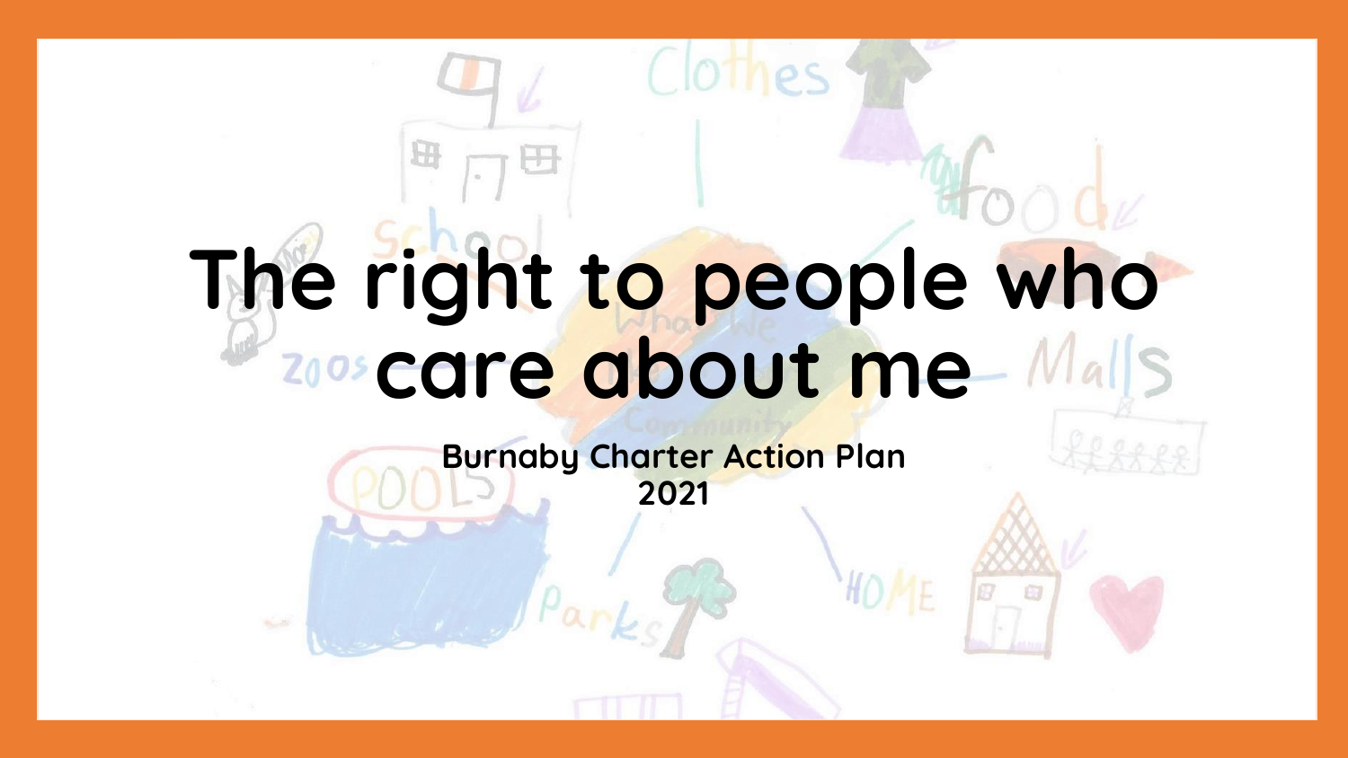# The right to people who care about me

**Burnaby Charter Action Plan 2021**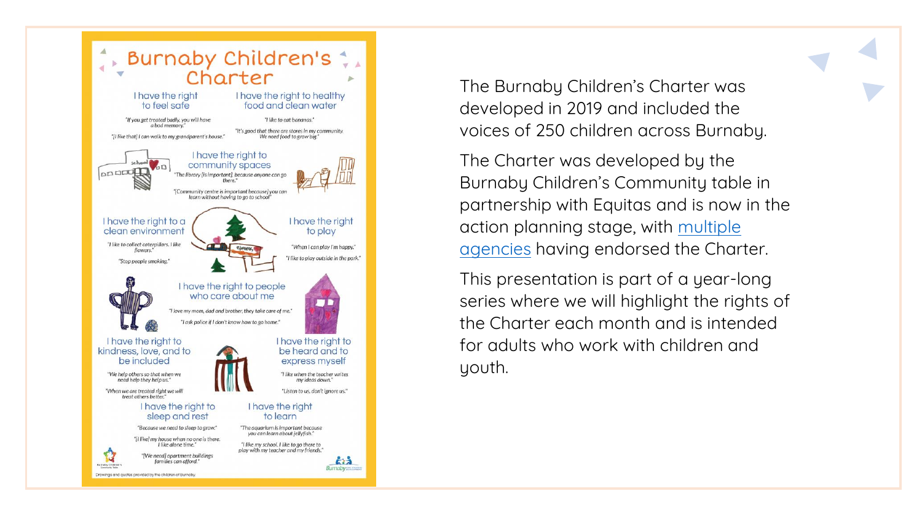# Burnaby Children's Charter

**I have the right to feel safe**

"If you get treated badly, you will have a bad memory."

"[I like that] I can walk to my grandparent's house."

**I have the right to healthy food and clean water**

"I like to eat bananas."

"It's good that there are stores in my community. We need food to grow big."

**I have the right to community spaces**

"The library [is important], because anyone can go there."

"[Community centre is important because] you can learn without having to go to school"

**I have the right to a clean environment**

"I like to collect caterpillars. I like flowers."

"Stop people smoking."

**I have the right to play**

"When I can play I'm happy."

"I like to play outside in the park."

**I have the right to people who care about me**

"I love my mom, dad and brother, they take care of me."

"I ask police if I don't know how to go home."

**I have the right to kindness, love, and to be included**

"We help others so that when we need help they help us."

"When we are treated right we will treat others better."

**I have the right to be heard and to express myself**

"I like when the teacher writes my ideas down."

"Listen to us, don't ignore us."

**I have the right to sleep and rest**

"Because we need to sleep to grow."

"[I like] my house when no one is there. I like alone time."

"[We need] apartment buildings families can afford."

**I have the right to learn**

"The aquarium is important because you can learn about jellyfish."

"I like my school. I like to go there to play with my teacher and my friends."

Drawings and quotes provided by the children of Burnaby

The Burnaby Children's Charter was developed in 2019 and included the voices of 250 children across Burnaby.

The Charter was developed by the Burnaby Children's Community table in partnership with Equitas and is now in the action planning stage, with multiple agencies having endorsed the Charter.

This presentation is part of a year-long series where we will highlight the rights of the Charter each month and is intended for adults who work with children and youth.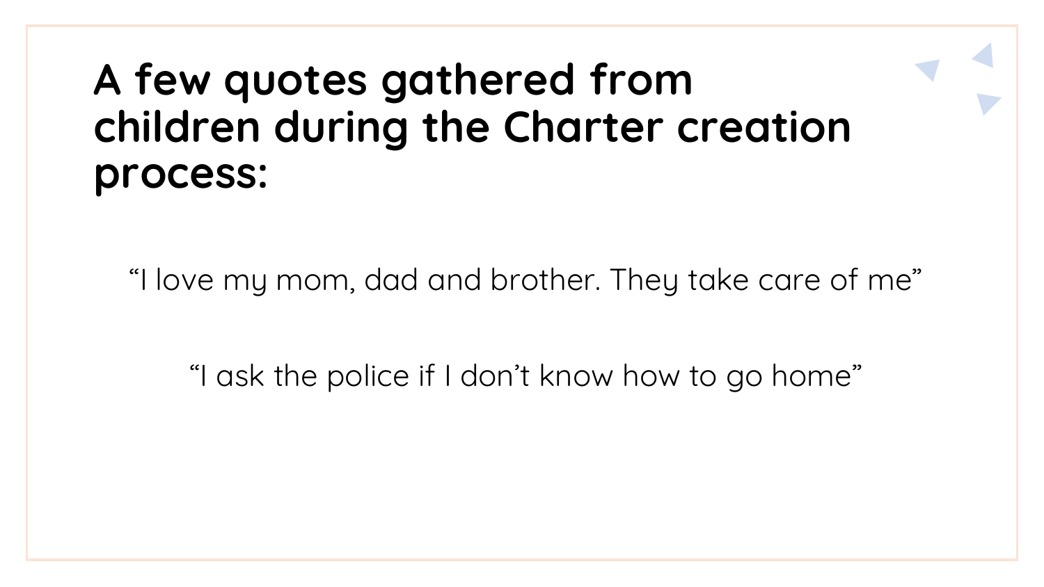# A few quotes gathered from children during the Charter creation process:

"I love my mom, dad and brother. They take care of me"

"I ask the police if I don't know how to go home"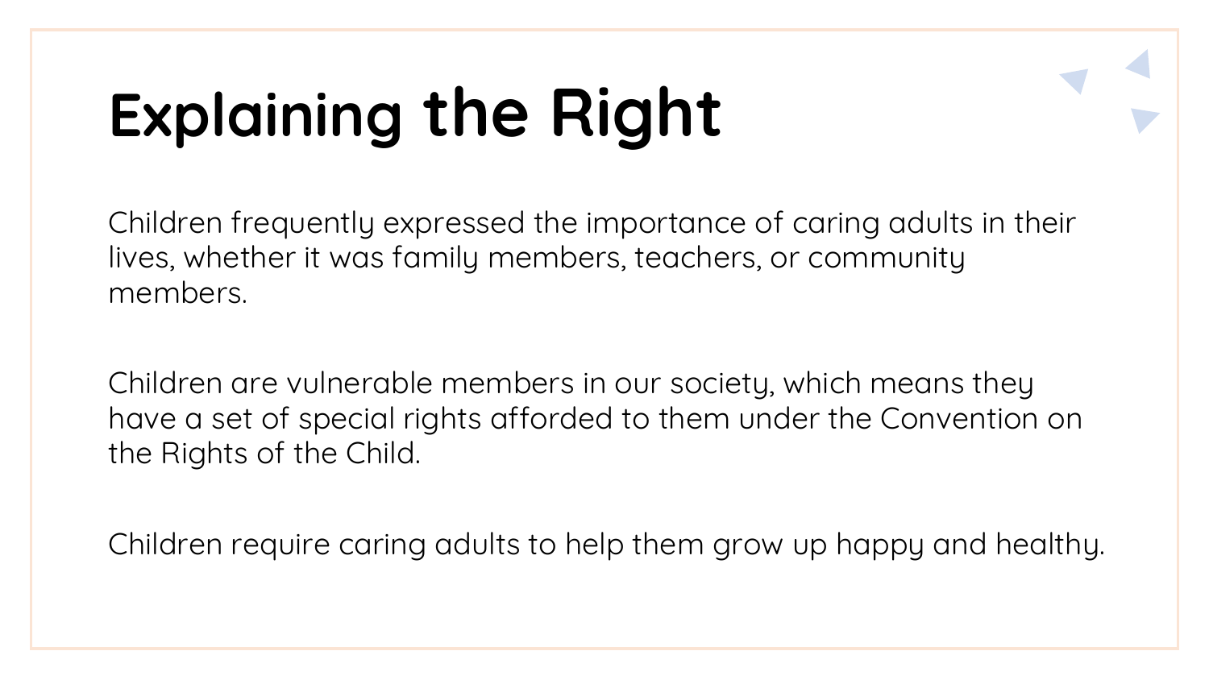# Explaining the Right

Children frequently expressed the importance of caring adults in their lives, whether it was family members, teachers, or community members.

Children are vulnerable members in our society, which means they have a set of special rights afforded to them under the Convention on the Rights of the Child.

Children require caring adults to help them grow up happy and healthy.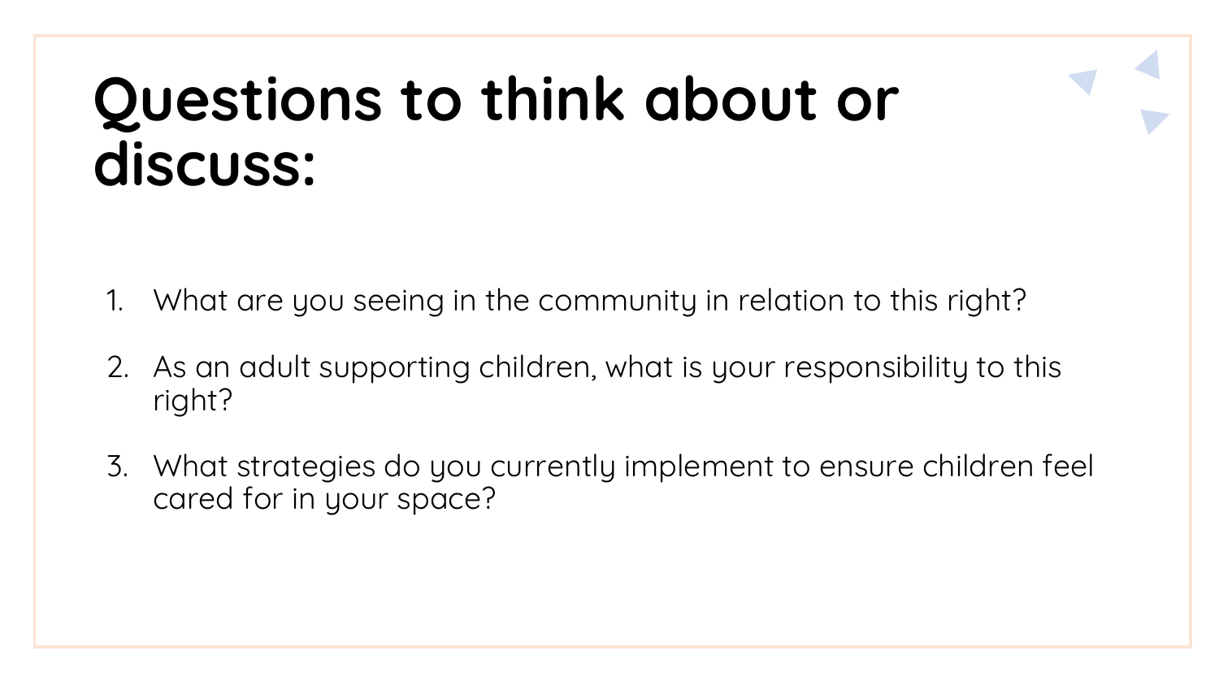# Questions to think about or discuss:

1. What are you seeing in the community in relation to this right?
2. As an adult supporting children, what is your responsibility to this right?
3. What strategies do you currently implement to ensure children feel cared for in your space?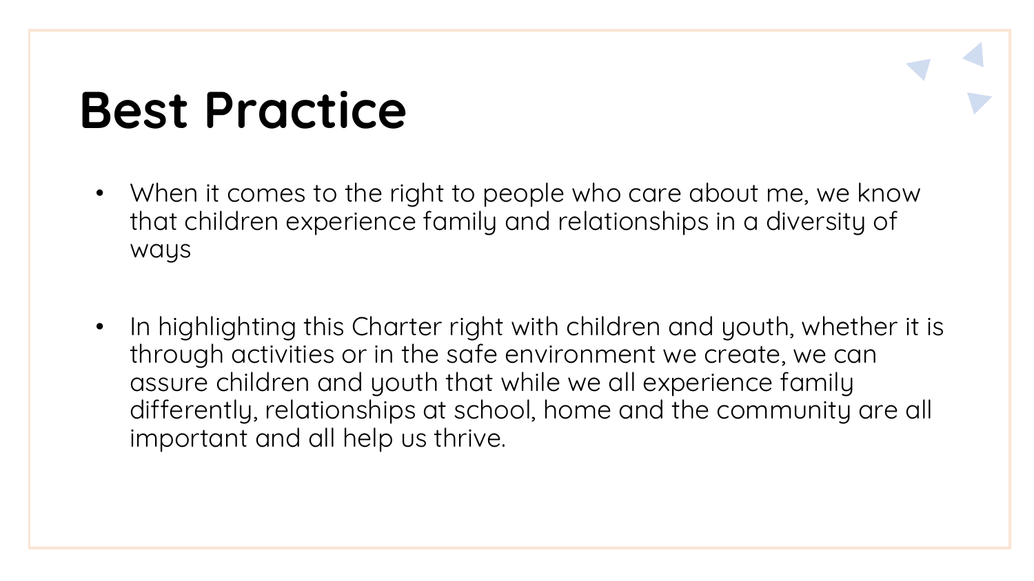# Best Practice

- When it comes to the right to people who care about me, we know that children experience family and relationships in a diversity of ways

- In highlighting this Charter right with children and youth, whether it is through activities or in the safe environment we create, we can assure children and youth that while we all experience family differently, relationships at school, home and the community are all important and all help us thrive.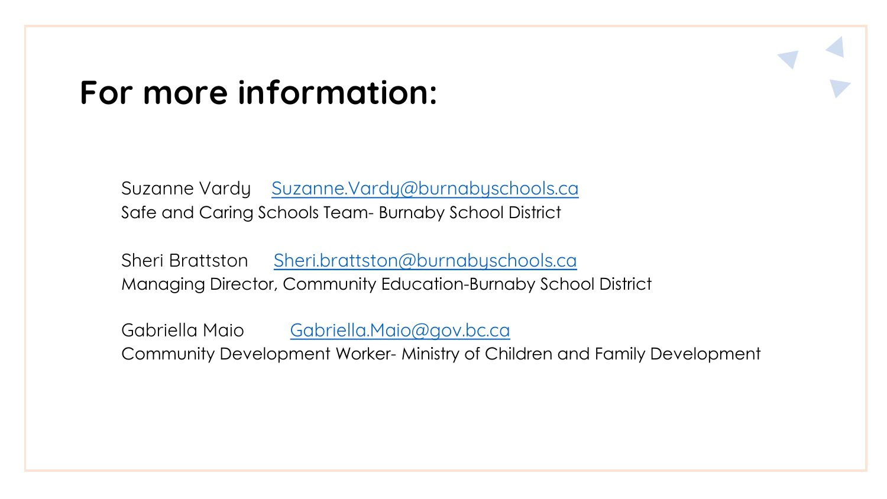# For more information:

Suzanne Vardy Suzanne.Vardy@burnabyschools.ca
Safe and Caring Schools Team- Burnaby School District

Sheri Brattston Sheri.brattston@burnabyschools.ca
Managing Director, Community Education-Burnaby School District

Gabriella Maio Gabriella.Maio@gov.bc.ca
Community Development Worker- Ministry of Children and Family Development